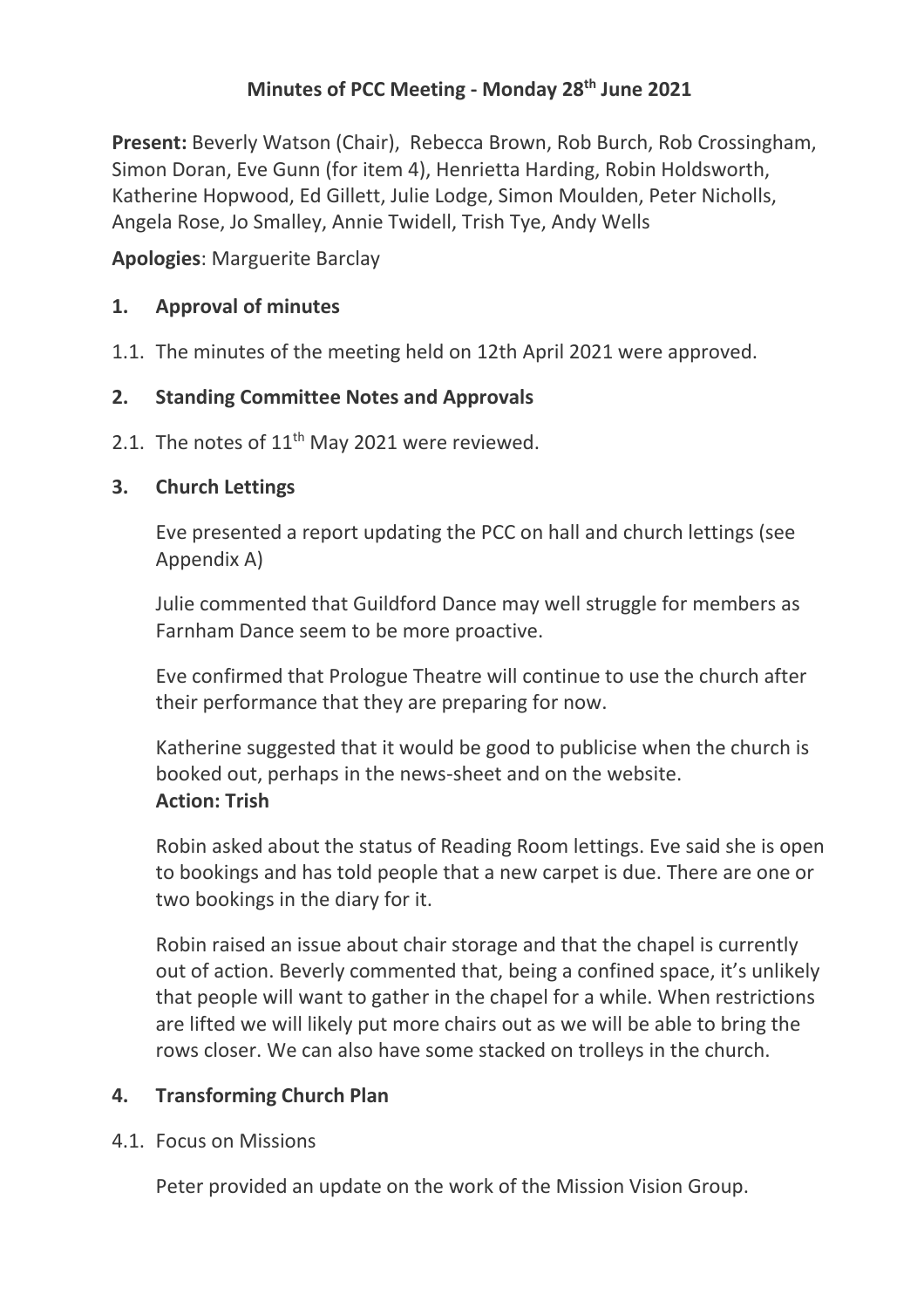# Minutes of PCC Meeting - Monday 28th June 2021

**Present:** Beverly Watson (Chair), Rebecca Brown, Rob Burch, Rob Crossingham, Simon Doran, Eve Gunn (for item 4), Henrietta Harding, Robin Holdsworth, Katherine Hopwood, Ed Gillett, Julie Lodge, Simon Moulden, Peter Nicholls, Angela Rose, Jo Smalley, Annie Twidell, Trish Tye, Andy Wells

**Apologies**: Marguerite Barclay

## 1. Approval of minutes

1.1. The minutes of the meeting held on 12th April 2021 were approved.

## 2. Standing Committee Notes and Approvals

2.1. The notes of 11th May 2021 were reviewed.

## 3. Church Lettings

Eve presented a report updating the PCC on hall and church lettings (see Appendix A)

Julie commented that Guildford Dance may well struggle for members as Farnham Dance seem to be more proactive.

Eve confirmed that Prologue Theatre will continue to use the church after their performance that they are preparing for now.

Katherine suggested that it would be good to publicise when the church is booked out, perhaps in the news-sheet and on the website.
**Action: Trish**

Robin asked about the status of Reading Room lettings. Eve said she is open to bookings and has told people that a new carpet is due. There are one or two bookings in the diary for it.

Robin raised an issue about chair storage and that the chapel is currently out of action. Beverly commented that, being a confined space, it's unlikely that people will want to gather in the chapel for a while. When restrictions are lifted we will likely put more chairs out as we will be able to bring the rows closer. We can also have some stacked on trolleys in the church.

## 4. Transforming Church Plan

4.1. Focus on Missions

Peter provided an update on the work of the Mission Vision Group.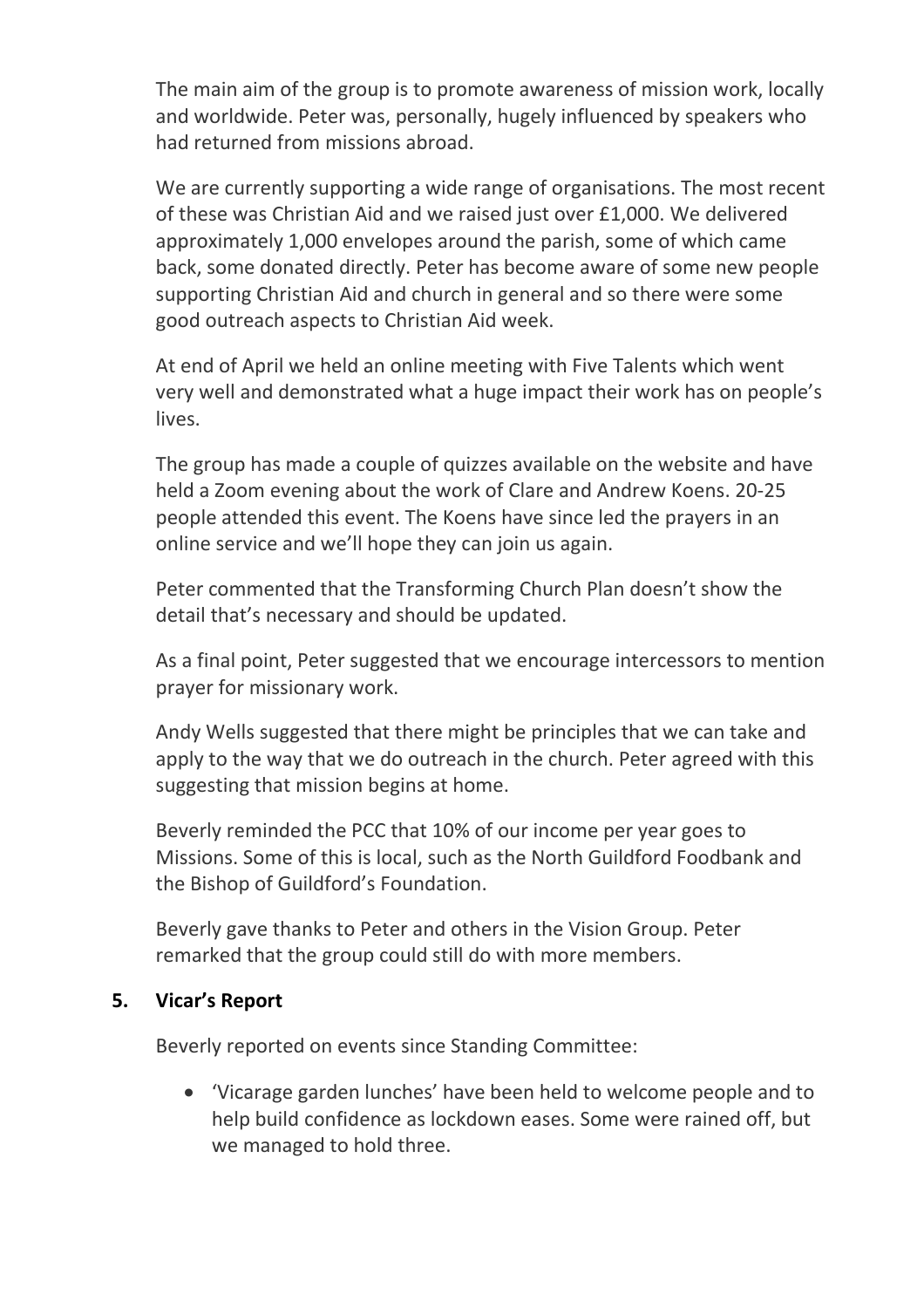The main aim of the group is to promote awareness of mission work, locally and worldwide. Peter was, personally, hugely influenced by speakers who had returned from missions abroad.

We are currently supporting a wide range of organisations. The most recent of these was Christian Aid and we raised just over £1,000. We delivered approximately 1,000 envelopes around the parish, some of which came back, some donated directly. Peter has become aware of some new people supporting Christian Aid and church in general and so there were some good outreach aspects to Christian Aid week.

At end of April we held an online meeting with Five Talents which went very well and demonstrated what a huge impact their work has on people's lives.

The group has made a couple of quizzes available on the website and have held a Zoom evening about the work of Clare and Andrew Koens. 20-25 people attended this event. The Koens have since led the prayers in an online service and we'll hope they can join us again.

Peter commented that the Transforming Church Plan doesn't show the detail that's necessary and should be updated.

As a final point, Peter suggested that we encourage intercessors to mention prayer for missionary work.

Andy Wells suggested that there might be principles that we can take and apply to the way that we do outreach in the church. Peter agreed with this suggesting that mission begins at home.

Beverly reminded the PCC that 10% of our income per year goes to Missions. Some of this is local, such as the North Guildford Foodbank and the Bishop of Guildford's Foundation.

Beverly gave thanks to Peter and others in the Vision Group. Peter remarked that the group could still do with more members.

## 5. Vicar's Report

Beverly reported on events since Standing Committee:

- 'Vicarage garden lunches' have been held to welcome people and to help build confidence as lockdown eases. Some were rained off, but we managed to hold three.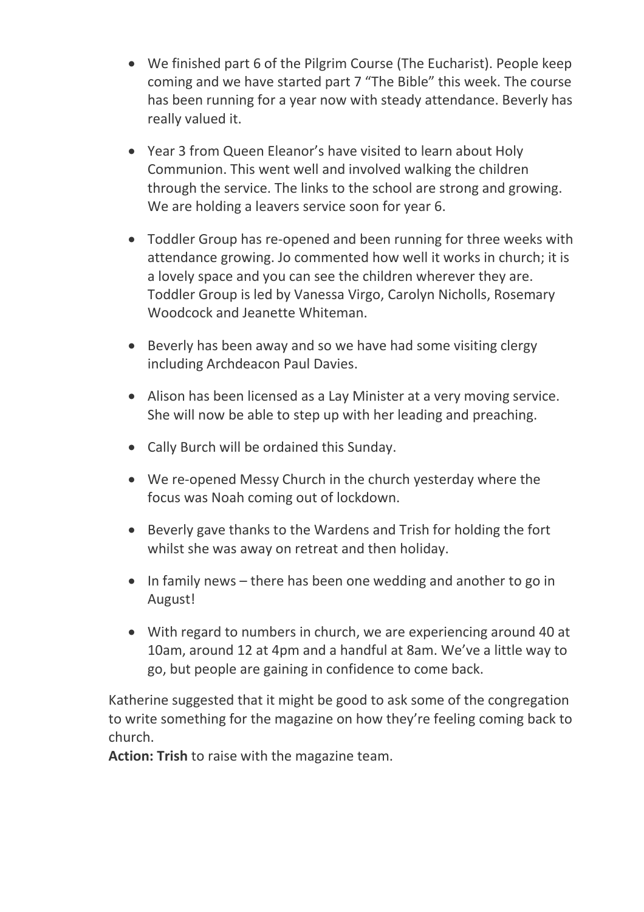- We finished part 6 of the Pilgrim Course (The Eucharist). People keep coming and we have started part 7 "The Bible" this week. The course has been running for a year now with steady attendance. Beverly has really valued it.

- Year 3 from Queen Eleanor's have visited to learn about Holy Communion. This went well and involved walking the children through the service. The links to the school are strong and growing. We are holding a leavers service soon for year 6.

- Toddler Group has re-opened and been running for three weeks with attendance growing. Jo commented how well it works in church; it is a lovely space and you can see the children wherever they are. Toddler Group is led by Vanessa Virgo, Carolyn Nicholls, Rosemary Woodcock and Jeanette Whiteman.

- Beverly has been away and so we have had some visiting clergy including Archdeacon Paul Davies.

- Alison has been licensed as a Lay Minister at a very moving service. She will now be able to step up with her leading and preaching.

- Cally Burch will be ordained this Sunday.

- We re-opened Messy Church in the church yesterday where the focus was Noah coming out of lockdown.

- Beverly gave thanks to the Wardens and Trish for holding the fort whilst she was away on retreat and then holiday.

- In family news – there has been one wedding and another to go in August!

- With regard to numbers in church, we are experiencing around 40 at 10am, around 12 at 4pm and a handful at 8am. We've a little way to go, but people are gaining in confidence to come back.

Katherine suggested that it might be good to ask some of the congregation to write something for the magazine on how they're feeling coming back to church.
**Action: Trish** to raise with the magazine team.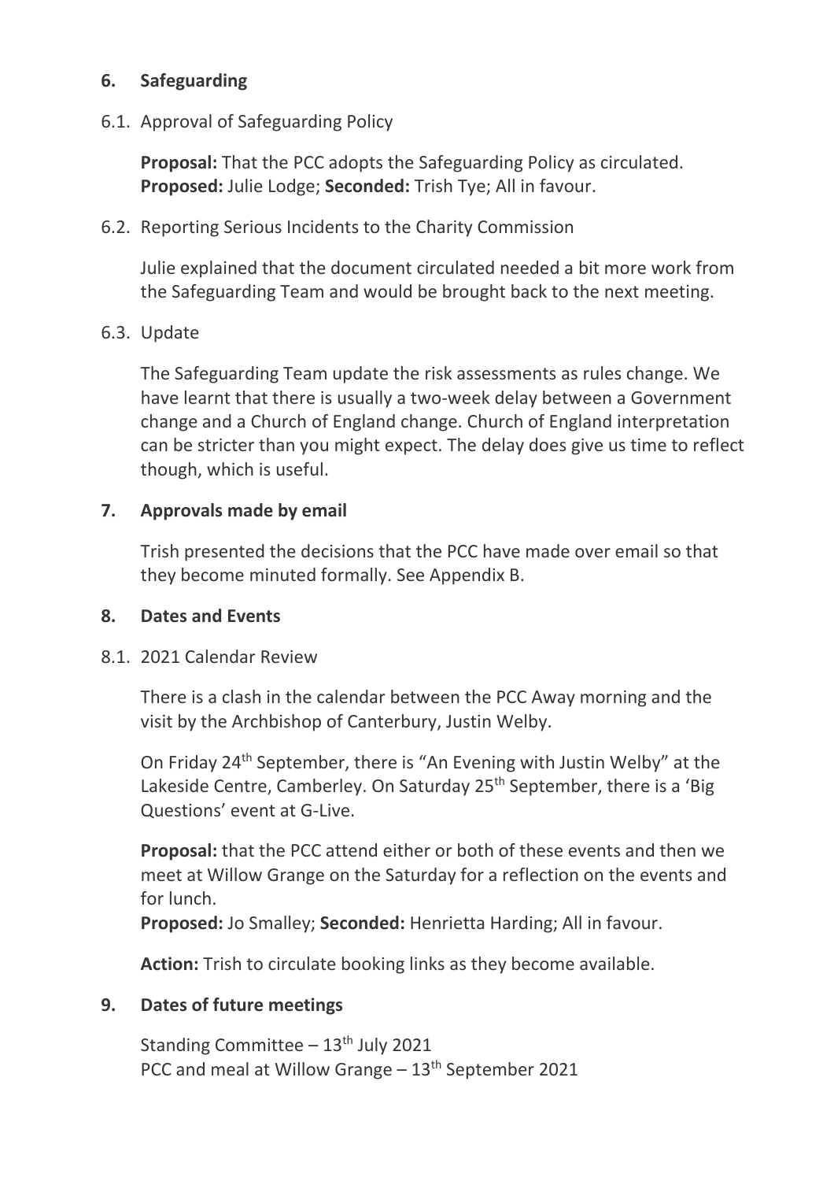## 6. Safeguarding

### 6.1. Approval of Safeguarding Policy

**Proposal:** That the PCC adopts the Safeguarding Policy as circulated.
**Proposed:** Julie Lodge; **Seconded:** Trish Tye; All in favour.

### 6.2. Reporting Serious Incidents to the Charity Commission

Julie explained that the document circulated needed a bit more work from the Safeguarding Team and would be brought back to the next meeting.

### 6.3. Update

The Safeguarding Team update the risk assessments as rules change. We have learnt that there is usually a two-week delay between a Government change and a Church of England change. Church of England interpretation can be stricter than you might expect. The delay does give us time to reflect though, which is useful.

## 7. Approvals made by email

Trish presented the decisions that the PCC have made over email so that they become minuted formally. See Appendix B.

## 8. Dates and Events

### 8.1. 2021 Calendar Review

There is a clash in the calendar between the PCC Away morning and the visit by the Archbishop of Canterbury, Justin Welby.

On Friday 24th September, there is "An Evening with Justin Welby" at the Lakeside Centre, Camberley. On Saturday 25th September, there is a 'Big Questions' event at G-Live.

**Proposal:** that the PCC attend either or both of these events and then we meet at Willow Grange on the Saturday for a reflection on the events and for lunch.
**Proposed:** Jo Smalley; **Seconded:** Henrietta Harding; All in favour.

**Action:** Trish to circulate booking links as they become available.

## 9. Dates of future meetings

Standing Committee – 13th July 2021
PCC and meal at Willow Grange – 13th September 2021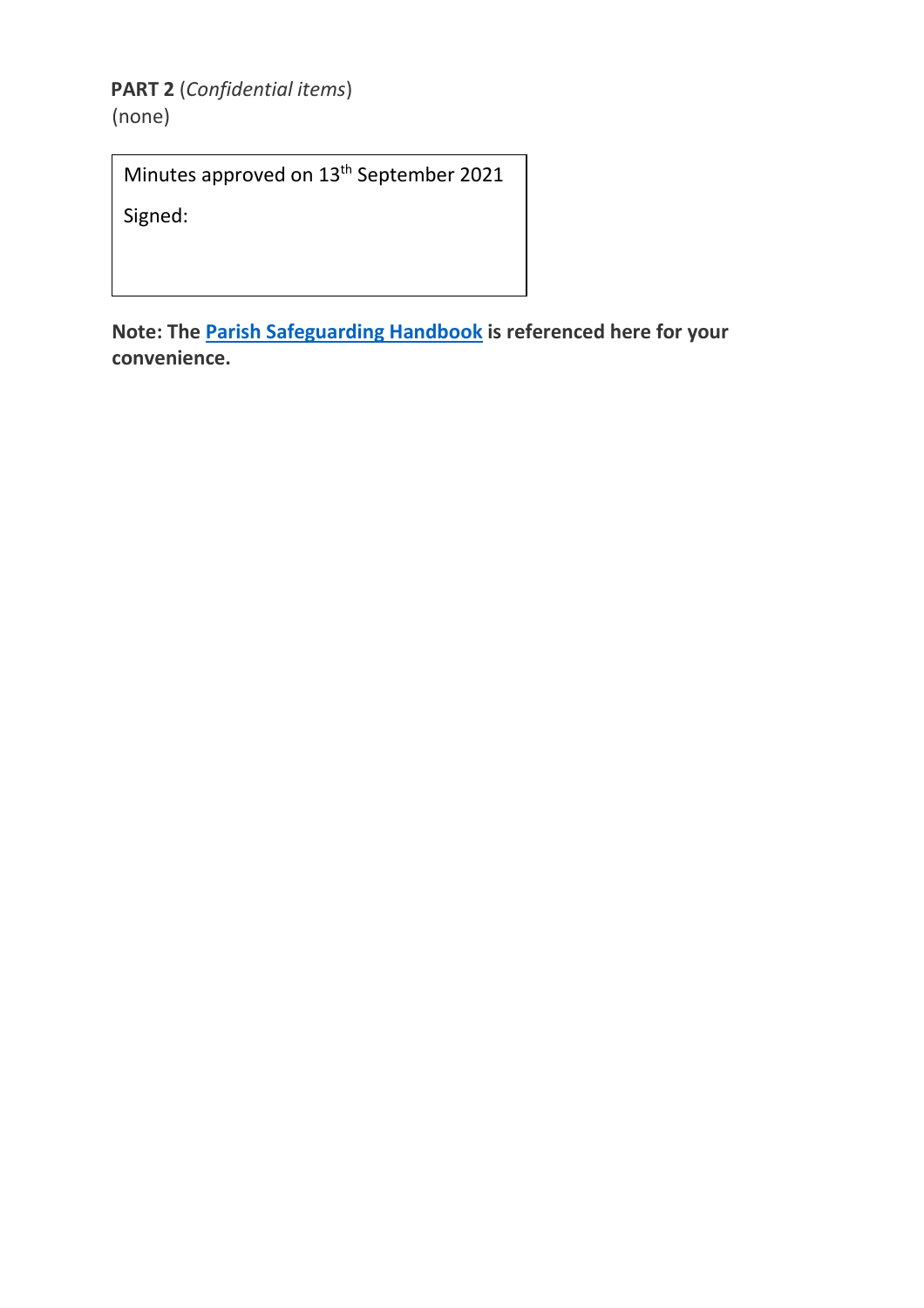**PART 2** (*Confidential items*)
(none)

| Minutes approved on 13th September 2021 |
| --- |
| Signed: |

**Note: The Parish Safeguarding Handbook is referenced here for your convenience.**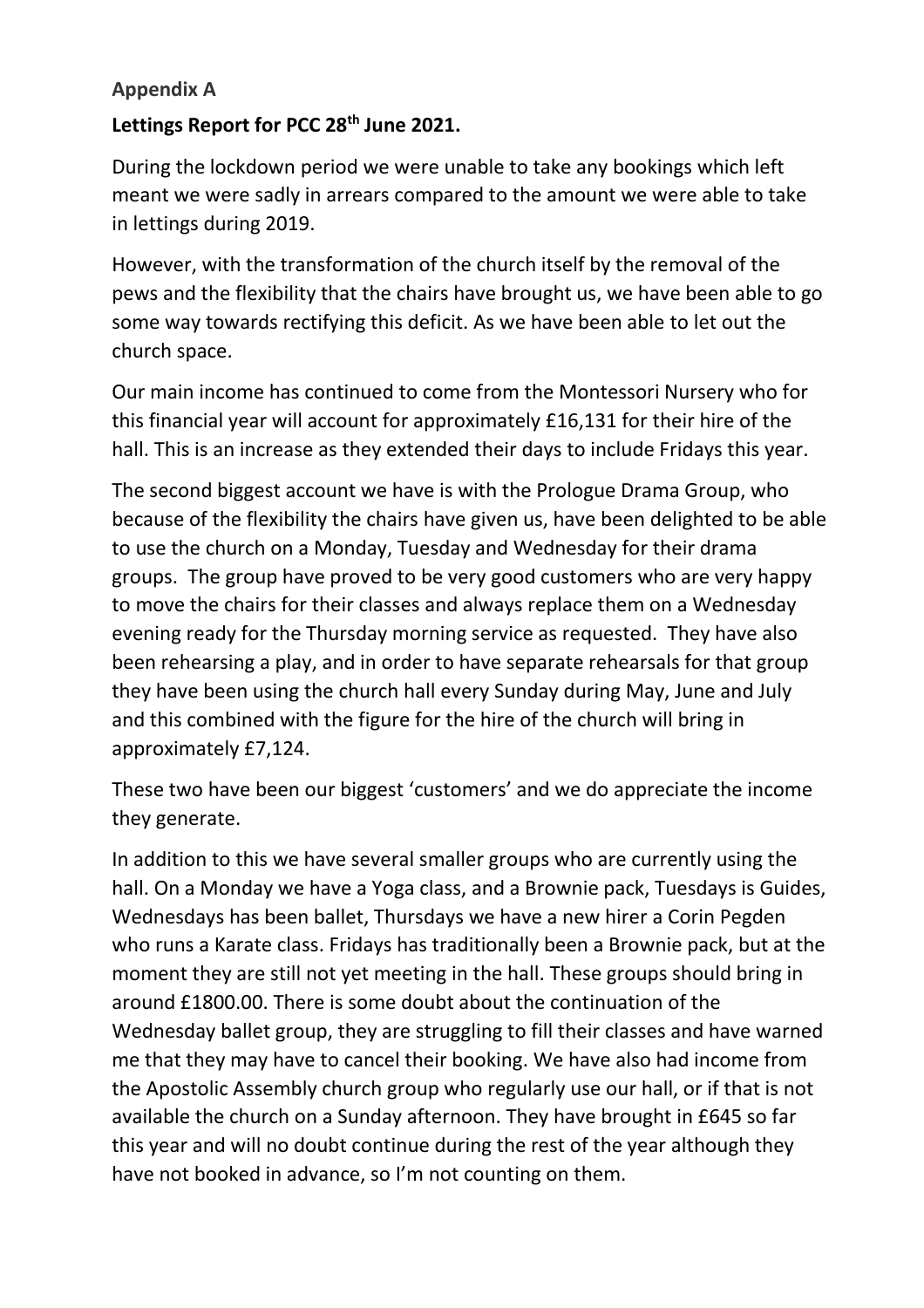**Appendix A**

**Lettings Report for PCC 28th June 2021.**

During the lockdown period we were unable to take any bookings which left meant we were sadly in arrears compared to the amount we were able to take in lettings during 2019.

However, with the transformation of the church itself by the removal of the pews and the flexibility that the chairs have brought us, we have been able to go some way towards rectifying this deficit. As we have been able to let out the church space.

Our main income has continued to come from the Montessori Nursery who for this financial year will account for approximately £16,131 for their hire of the hall. This is an increase as they extended their days to include Fridays this year.

The second biggest account we have is with the Prologue Drama Group, who because of the flexibility the chairs have given us, have been delighted to be able to use the church on a Monday, Tuesday and Wednesday for their drama groups. The group have proved to be very good customers who are very happy to move the chairs for their classes and always replace them on a Wednesday evening ready for the Thursday morning service as requested. They have also been rehearsing a play, and in order to have separate rehearsals for that group they have been using the church hall every Sunday during May, June and July and this combined with the figure for the hire of the church will bring in approximately £7,124.

These two have been our biggest 'customers' and we do appreciate the income they generate.

In addition to this we have several smaller groups who are currently using the hall. On a Monday we have a Yoga class, and a Brownie pack, Tuesdays is Guides, Wednesdays has been ballet, Thursdays we have a new hirer a Corin Pegden who runs a Karate class. Fridays has traditionally been a Brownie pack, but at the moment they are still not yet meeting in the hall. These groups should bring in around £1800.00. There is some doubt about the continuation of the Wednesday ballet group, they are struggling to fill their classes and have warned me that they may have to cancel their booking. We have also had income from the Apostolic Assembly church group who regularly use our hall, or if that is not available the church on a Sunday afternoon. They have brought in £645 so far this year and will no doubt continue during the rest of the year although they have not booked in advance, so I'm not counting on them.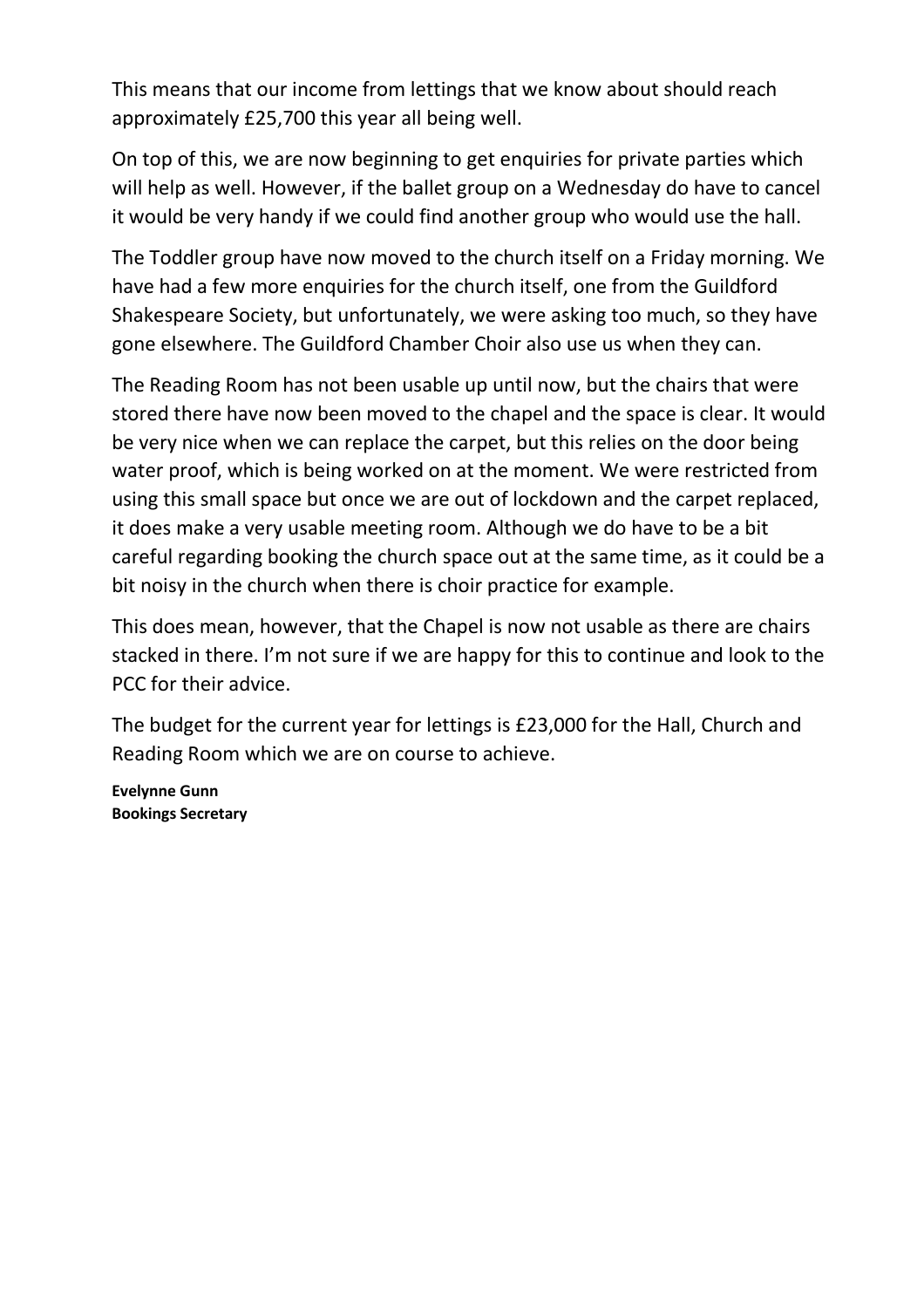This means that our income from lettings that we know about should reach approximately £25,700 this year all being well.

On top of this, we are now beginning to get enquiries for private parties which will help as well. However, if the ballet group on a Wednesday do have to cancel it would be very handy if we could find another group who would use the hall.

The Toddler group have now moved to the church itself on a Friday morning. We have had a few more enquiries for the church itself, one from the Guildford Shakespeare Society, but unfortunately, we were asking too much, so they have gone elsewhere. The Guildford Chamber Choir also use us when they can.

The Reading Room has not been usable up until now, but the chairs that were stored there have now been moved to the chapel and the space is clear. It would be very nice when we can replace the carpet, but this relies on the door being water proof, which is being worked on at the moment. We were restricted from using this small space but once we are out of lockdown and the carpet replaced, it does make a very usable meeting room. Although we do have to be a bit careful regarding booking the church space out at the same time, as it could be a bit noisy in the church when there is choir practice for example.

This does mean, however, that the Chapel is now not usable as there are chairs stacked in there. I'm not sure if we are happy for this to continue and look to the PCC for their advice.

The budget for the current year for lettings is £23,000 for the Hall, Church and Reading Room which we are on course to achieve.

**Evelynne Gunn**
**Bookings Secretary**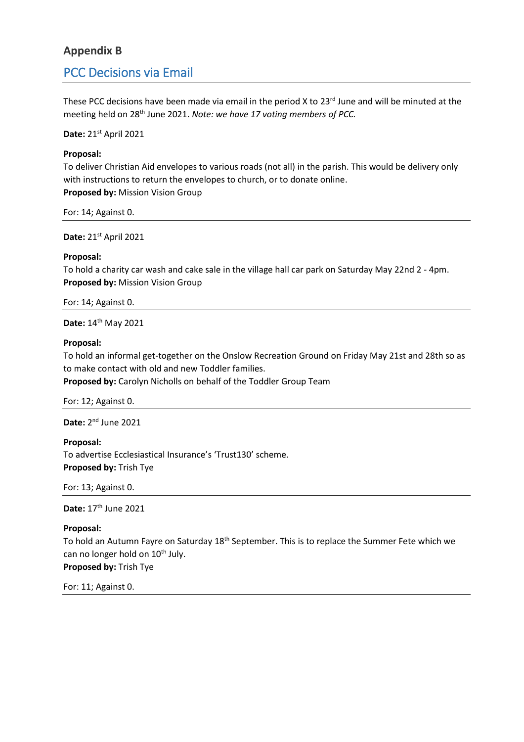## Appendix B

## PCC Decisions via Email

These PCC decisions have been made via email in the period X to 23rd June and will be minuted at the meeting held on 28th June 2021. *Note: we have 17 voting members of PCC.*

**Date:** 21st April 2021

**Proposal:**
To deliver Christian Aid envelopes to various roads (not all) in the parish. This would be delivery only with instructions to return the envelopes to church, or to donate online.
**Proposed by:** Mission Vision Group

For: 14; Against 0.

---

**Date:** 21st April 2021

**Proposal:**
To hold a charity car wash and cake sale in the village hall car park on Saturday May 22nd 2 - 4pm.
**Proposed by:** Mission Vision Group

For: 14; Against 0.

---

**Date:** 14th May 2021

**Proposal:**
To hold an informal get-together on the Onslow Recreation Ground on Friday May 21st and 28th so as to make contact with old and new Toddler families.
**Proposed by:** Carolyn Nicholls on behalf of the Toddler Group Team

For: 12; Against 0.

---

**Date:** 2nd June 2021

**Proposal:**
To advertise Ecclesiastical Insurance's 'Trust130' scheme.
**Proposed by:** Trish Tye

For: 13; Against 0.

---

**Date:** 17th June 2021

**Proposal:**
To hold an Autumn Fayre on Saturday 18th September. This is to replace the Summer Fete which we can no longer hold on 10th July.
**Proposed by:** Trish Tye

For: 11; Against 0.

---